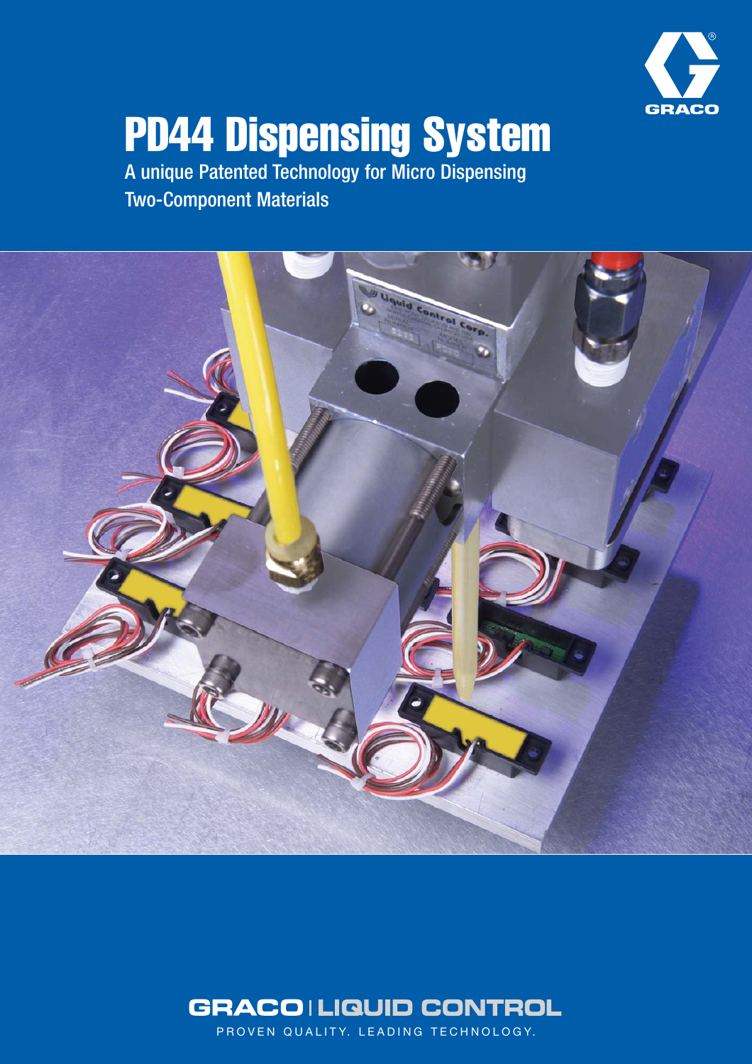# PD44 Dispensing System

A unique Patented Technology for Micro Dispensing Two-Component Materials

GRACO | LIQUID CONTROL

PROVEN QUALITY. LEADING TECHNOLOGY.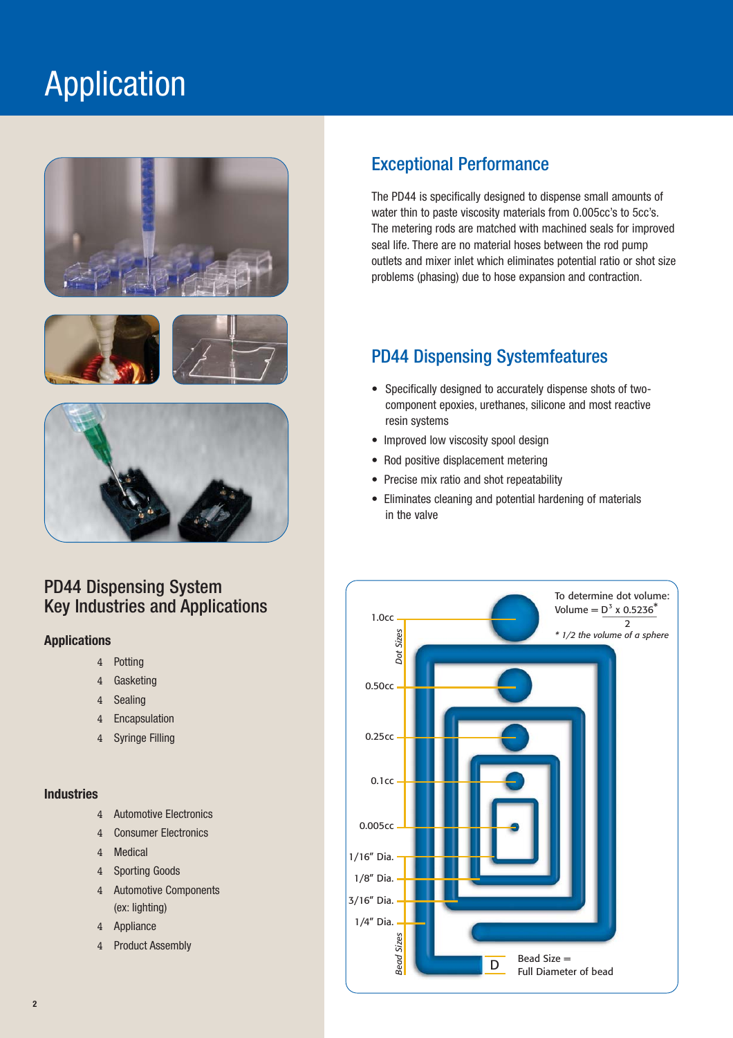# Application

## Exceptional Performance

The PD44 is specifically designed to dispense small amounts of water thin to paste viscosity materials from 0.005cc's to 5cc's. The metering rods are matched with machined seals for improved seal life. There are no material hoses between the rod pump outlets and mixer inlet which eliminates potential ratio or shot size problems (phasing) due to hose expansion and contraction.

## PD44 Dispensing Systemfeatures

- Specifically designed to accurately dispense shots of two-component epoxies, urethanes, silicone and most reactive resin systems
- Improved low viscosity spool design
- Rod positive displacement metering
- Precise mix ratio and shot repeatability
- Eliminates cleaning and potential hardening of materials in the valve

## PD44 Dispensing System Key Industries and Applications

### Applications

- Potting
- Gasketing
- Sealing
- Encapsulation
- Syringe Filling

### Industries

- Automotive Electronics
- Consumer Electronics
- Medical
- Sporting Goods
- Automotive Components (ex: lighting)
- Appliance
- Product Assembly

*Dot Sizes*: 1.0cc, 0.50cc, 0.25cc, 0.1cc, 0.005cc

*Bead Sizes*: 1/16" Dia., 1/8" Dia., 3/16" Dia., 1/4" Dia.

To determine dot volume:

$$\text{Volume} = \frac{D^3 \times 0.5236^*}{2}$$

*\* 1/2 the volume of a sphere*

D — Bead Size = Full Diameter of bead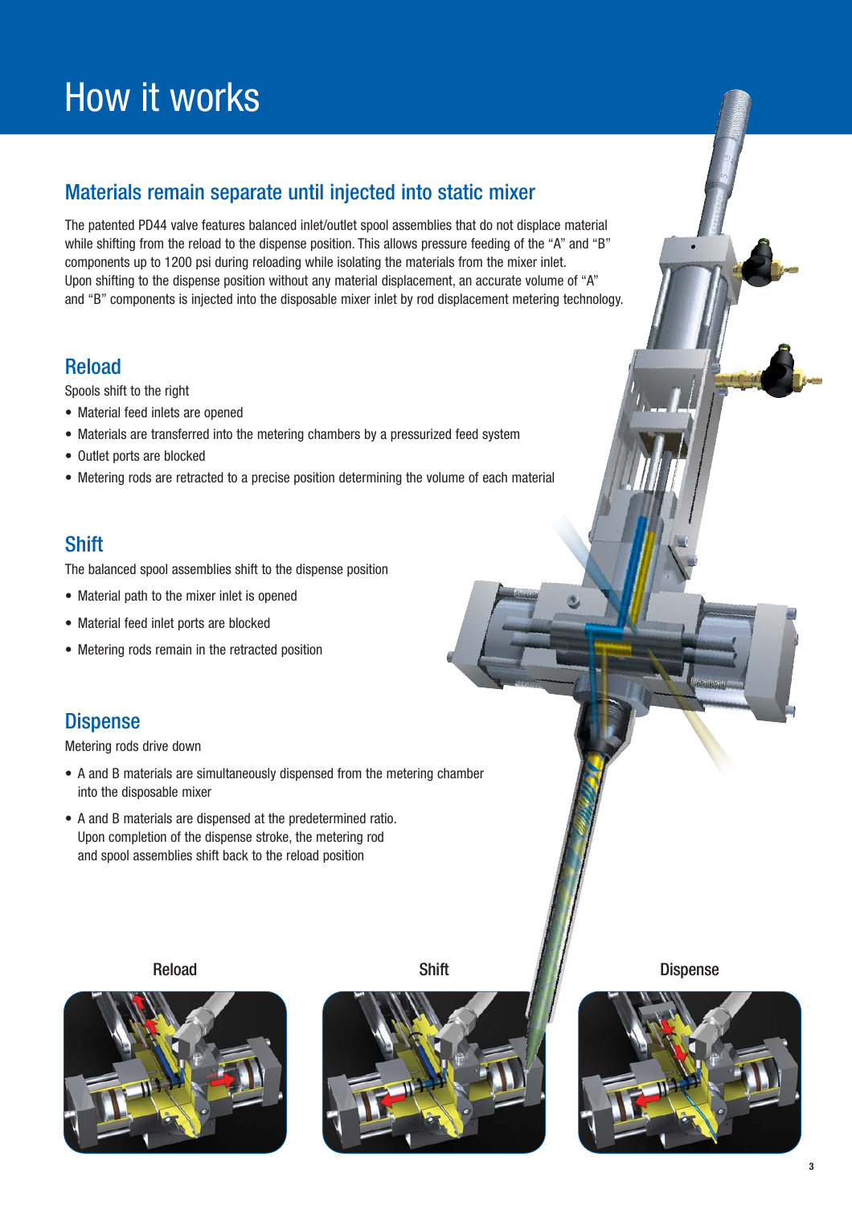# How it works

## Materials remain separate until injected into static mixer

The patented PD44 valve features balanced inlet/outlet spool assemblies that do not displace material while shifting from the reload to the dispense position. This allows pressure feeding of the "A" and "B" components up to 1200 psi during reloading while isolating the materials from the mixer inlet. Upon shifting to the dispense position without any material displacement, an accurate volume of "A" and "B" components is injected into the disposable mixer inlet by rod displacement metering technology.

### Reload

Spools shift to the right

- Material feed inlets are opened
- Materials are transferred into the metering chambers by a pressurized feed system
- Outlet ports are blocked
- Metering rods are retracted to a precise position determining the volume of each material

### Shift

The balanced spool assemblies shift to the dispense position

- Material path to the mixer inlet is opened
- Material feed inlet ports are blocked
- Metering rods remain in the retracted position

### Dispense

Metering rods drive down

- A and B materials are simultaneously dispensed from the metering chamber into the disposable mixer
- A and B materials are dispensed at the predetermined ratio. Upon completion of the dispense stroke, the metering rod and spool assemblies shift back to the reload position

Reload

Shift

Dispense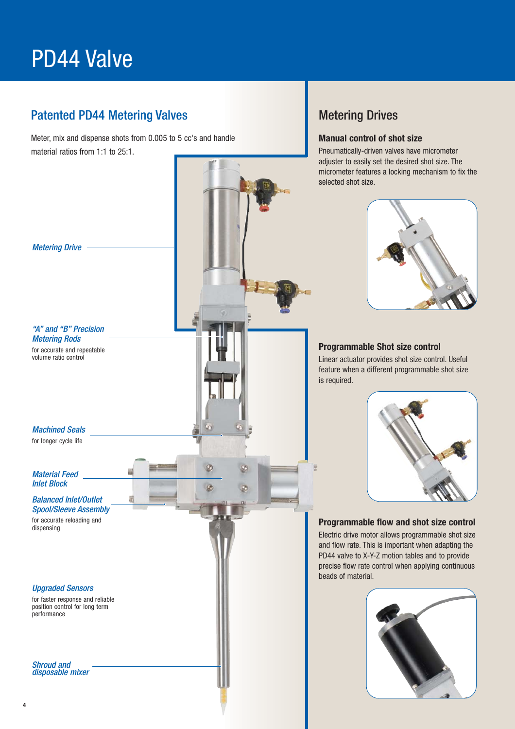# PD44 Valve

## Patented PD44 Metering Valves

Meter, mix and dispense shots from 0.005 to 5 cc's and handle material ratios from 1:1 to 25:1.

*Metering Drive*

*"A" and "B" Precision Metering Rods*
for accurate and repeatable volume ratio control

*Machined Seals*
for longer cycle life

*Material Feed Inlet Block*

*Balanced Inlet/Outlet Spool/Sleeve Assembly*
for accurate reloading and dispensing

*Upgraded Sensors*
for faster response and reliable position control for long term performance

*Shroud and disposable mixer*

## Metering Drives

### Manual control of shot size

Pneumatically-driven valves have micrometer adjuster to easily set the desired shot size. The micrometer features a locking mechanism to fix the selected shot size.

### Programmable Shot size control

Linear actuator provides shot size control. Useful feature when a different programmable shot size is required.

### Programmable flow and shot size control

Electric drive motor allows programmable shot size and flow rate. This is important when adapting the PD44 valve to X-Y-Z motion tables and to provide precise flow rate control when applying continuous beads of material.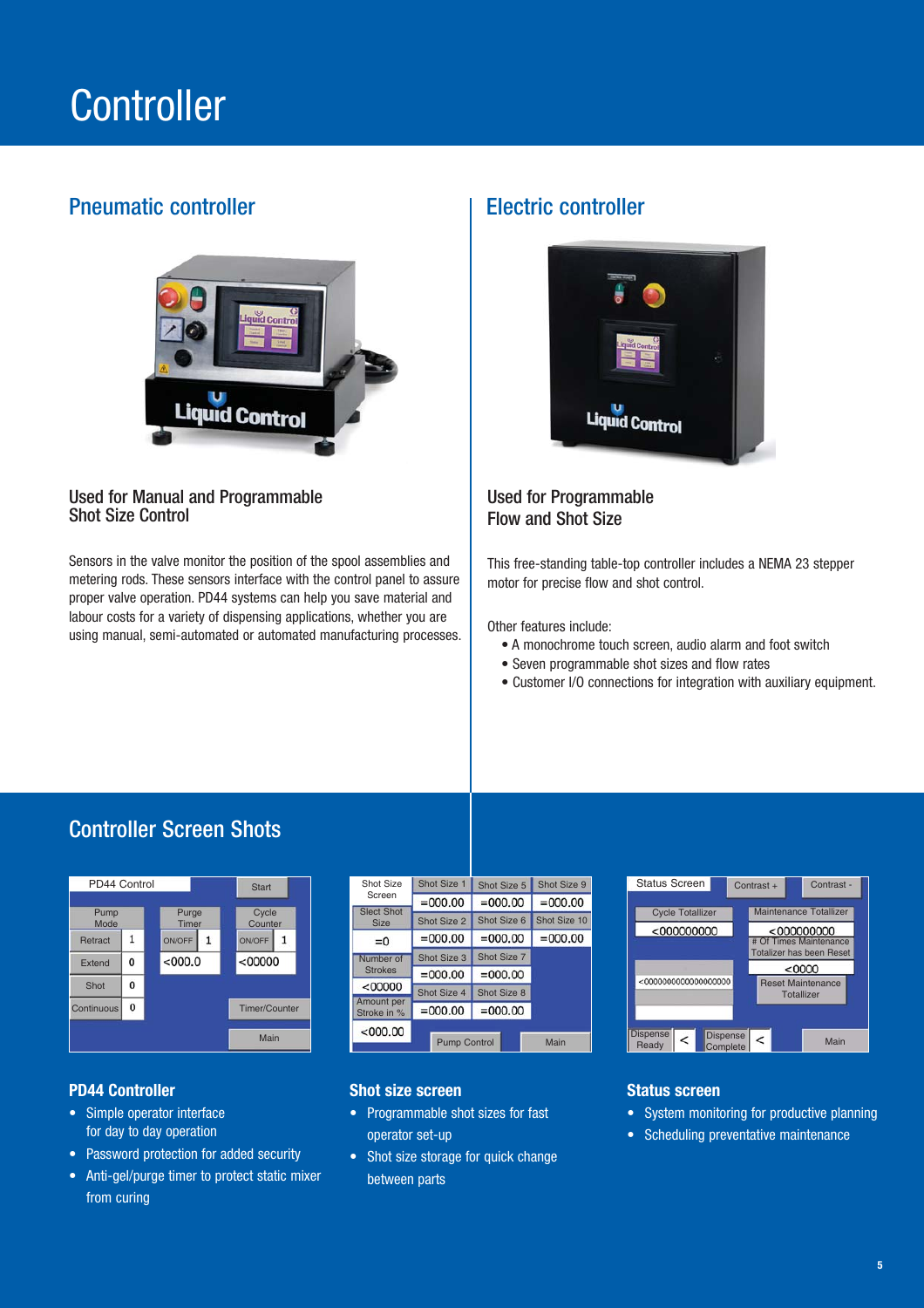# Controller

## Pneumatic controller

### Used for Manual and Programmable Shot Size Control

Sensors in the valve monitor the position of the spool assemblies and metering rods. These sensors interface with the control panel to assure proper valve operation. PD44 systems can help you save material and labour costs for a variety of dispensing applications, whether you are using manual, semi-automated or automated manufacturing processes.

## Electric controller

### Used for Programmable Flow and Shot Size

This free-standing table-top controller includes a NEMA 23 stepper motor for precise flow and shot control.

Other features include:

- A monochrome touch screen, audio alarm and foot switch
- Seven programmable shot sizes and flow rates
- Customer I/O connections for integration with auxiliary equipment.

## Controller Screen Shots

### PD44 Controller

- Simple operator interface for day to day operation
- Password protection for added security
- Anti-gel/purge timer to protect static mixer from curing

### Shot size screen

- Programmable shot sizes for fast operator set-up
- Shot size storage for quick change between parts

### Status screen

- System monitoring for productive planning
- Scheduling preventative maintenance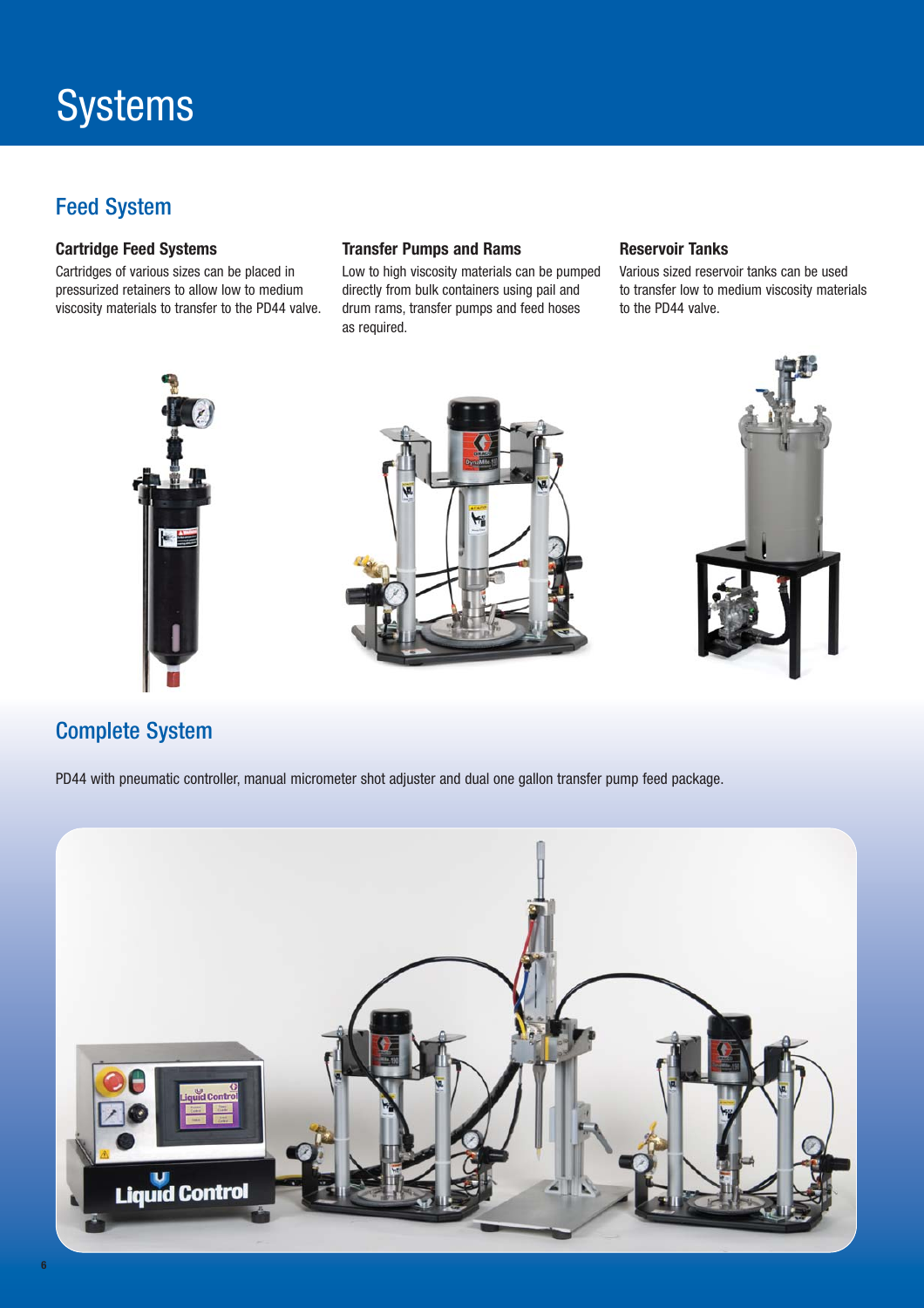# Systems

## Feed System

### Cartridge Feed Systems

Cartridges of various sizes can be placed in pressurized retainers to allow low to medium viscosity materials to transfer to the PD44 valve.

### Transfer Pumps and Rams

Low to high viscosity materials can be pumped directly from bulk containers using pail and drum rams, transfer pumps and feed hoses as required.

### Reservoir Tanks

Various sized reservoir tanks can be used to transfer low to medium viscosity materials to the PD44 valve.

## Complete System

PD44 with pneumatic controller, manual micrometer shot adjuster and dual one gallon transfer pump feed package.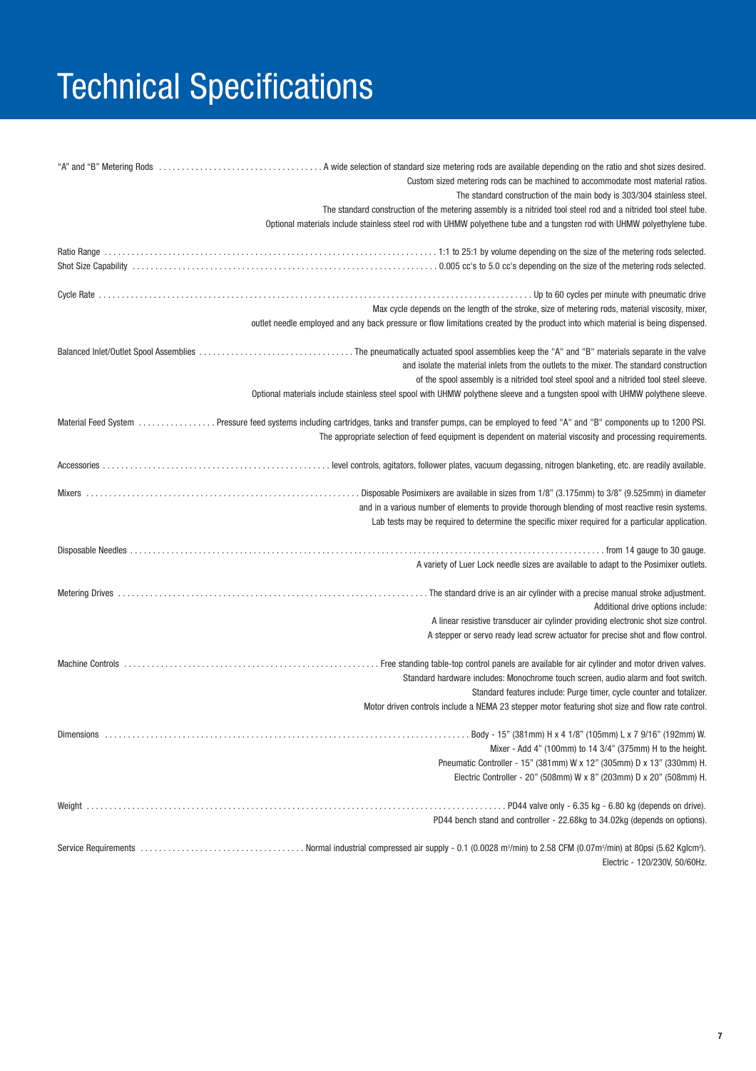# Technical Specifications

**"A" and "B" Metering Rods** — A wide selection of standard size metering rods are available depending on the ratio and shot sizes desired. Custom sized metering rods can be machined to accommodate most material ratios. The standard construction of the main body is 303/304 stainless steel. The standard construction of the metering assembly is a nitrided tool steel rod and a nitrided tool steel tube. Optional materials include stainless steel rod with UHMW polyethene tube and a tungsten rod with UHMW polyethylene tube.

**Ratio Range** — 1:1 to 25:1 by volume depending on the size of the metering rods selected.

**Shot Size Capability** — 0.005 cc's to 5.0 cc's depending on the size of the metering rods selected.

**Cycle Rate** — Up to 60 cycles per minute with pneumatic drive. Max cycle depends on the length of the stroke, size of metering rods, material viscosity, mixer, outlet needle employed and any back pressure or flow limitations created by the product into which material is being dispensed.

**Balanced Inlet/Outlet Spool Assemblies** — The pneumatically actuated spool assemblies keep the "A" and "B" materials separate in the valve and isolate the material inlets from the outlets to the mixer. The standard construction of the spool assembly is a nitrided tool steel spool and a nitrided tool steel sleeve. Optional materials include stainless steel spool with UHMW polythene sleeve and a tungsten spool with UHMW polythene sleeve.

**Material Feed System** — Pressure feed systems including cartridges, tanks and transfer pumps, can be employed to feed "A" and "B" components up to 1200 PSI. The appropriate selection of feed equipment is dependent on material viscosity and processing requirements.

**Accessories** — level controls, agitators, follower plates, vacuum degassing, nitrogen blanketing, etc. are readily available.

**Mixers** — Disposable Posimixers are available in sizes from 1/8" (3.175mm) to 3/8" (9.525mm) in diameter and in a various number of elements to provide thorough blending of most reactive resin systems. Lab tests may be required to determine the specific mixer required for a particular application.

**Disposable Needles** — from 14 gauge to 30 gauge. A variety of Luer Lock needle sizes are available to adapt to the Posimixer outlets.

**Metering Drives** — The standard drive is an air cylinder with a precise manual stroke adjustment. Additional drive options include:
A linear resistive transducer air cylinder providing electronic shot size control.
A stepper or servo ready lead screw actuator for precise shot and flow control.

**Machine Controls** — Free standing table-top control panels are available for air cylinder and motor driven valves. Standard hardware includes: Monochrome touch screen, audio alarm and foot switch. Standard features include: Purge timer, cycle counter and totalizer. Motor driven controls include a NEMA 23 stepper motor featuring shot size and flow rate control.

**Dimensions** — Body - 15" (381mm) H x 4 1/8" (105mm) L x 7 9/16" (192mm) W.
Mixer - Add 4" (100mm) to 14 3/4" (375mm) H to the height.
Pneumatic Controller - 15" (381mm) W x 12" (305mm) D x 13" (330mm) H.
Electric Controller - 20" (508mm) W x 8" (203mm) D x 20" (508mm) H.

**Weight** — PD44 valve only - 6.35 kg - 6.80 kg (depends on drive).
PD44 bench stand and controller - 22.68kg to 34.02kg (depends on options).

**Service Requirements** — Normal industrial compressed air supply - 0.1 (0.0028 $m^3$/min) to 2.58 CFM (0.07$m^3$/min) at 80psi (5.62 Kglcm$^2$).
Electric - 120/230V, 50/60Hz.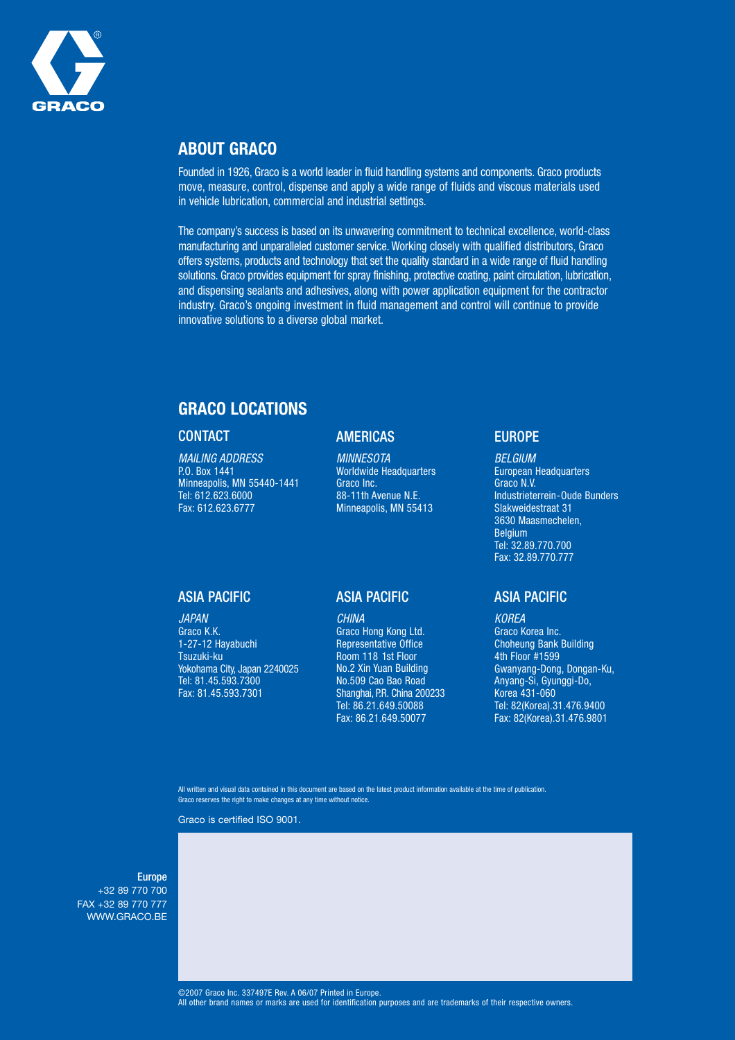GRACO

## ABOUT GRACO

Founded in 1926, Graco is a world leader in fluid handling systems and components. Graco products move, measure, control, dispense and apply a wide range of fluids and viscous materials used in vehicle lubrication, commercial and industrial settings.

The company's success is based on its unwavering commitment to technical excellence, world-class manufacturing and unparalleled customer service. Working closely with qualified distributors, Graco offers systems, products and technology that set the quality standard in a wide range of fluid handling solutions. Graco provides equipment for spray finishing, protective coating, paint circulation, lubrication, and dispensing sealants and adhesives, along with power application equipment for the contractor industry. Graco's ongoing investment in fluid management and control will continue to provide innovative solutions to a diverse global market.

## GRACO LOCATIONS

### CONTACT

*MAILING ADDRESS*
P.O. Box 1441
Minneapolis, MN 55440-1441
Tel: 612.623.6000
Fax: 612.623.6777

### AMERICAS

*MINNESOTA*
Worldwide Headquarters
Graco Inc.
88-11th Avenue N.E.
Minneapolis, MN 55413

### EUROPE

*BELGIUM*
European Headquarters
Graco N.V.
Industrieterrein-Oude Bunders
Slakweidestraat 31
3630 Maasmechelen,
Belgium
Tel: 32.89.770.700
Fax: 32.89.770.777

### ASIA PACIFIC

*JAPAN*
Graco K.K.
1-27-12 Hayabuchi
Tsuzuki-ku
Yokohama City, Japan 2240025
Tel: 81.45.593.7300
Fax: 81.45.593.7301

### ASIA PACIFIC

*CHINA*
Graco Hong Kong Ltd.
Representative Office
Room 118 1st Floor
No.2 Xin Yuan Building
No.509 Cao Bao Road
Shanghai, P.R. China 200233
Tel: 86.21.649.50088
Fax: 86.21.649.50077

### ASIA PACIFIC

*KOREA*
Graco Korea Inc.
Choheung Bank Building
4th Floor #1599
Gwanyang-Dong, Dongan-Ku,
Anyang-Si, Gyunggi-Do,
Korea 431-060
Tel: 82(Korea).31.476.9400
Fax: 82(Korea).31.476.9801

All written and visual data contained in this document are based on the latest product information available at the time of publication.
Graco reserves the right to make changes at any time without notice.

Graco is certified ISO 9001.

**Europe**
+32 89 770 700
FAX +32 89 770 777
WWW.GRACO.BE

©2007 Graco Inc. 337497E Rev. A 06/07 Printed in Europe.
All other brand names or marks are used for identification purposes and are trademarks of their respective owners.